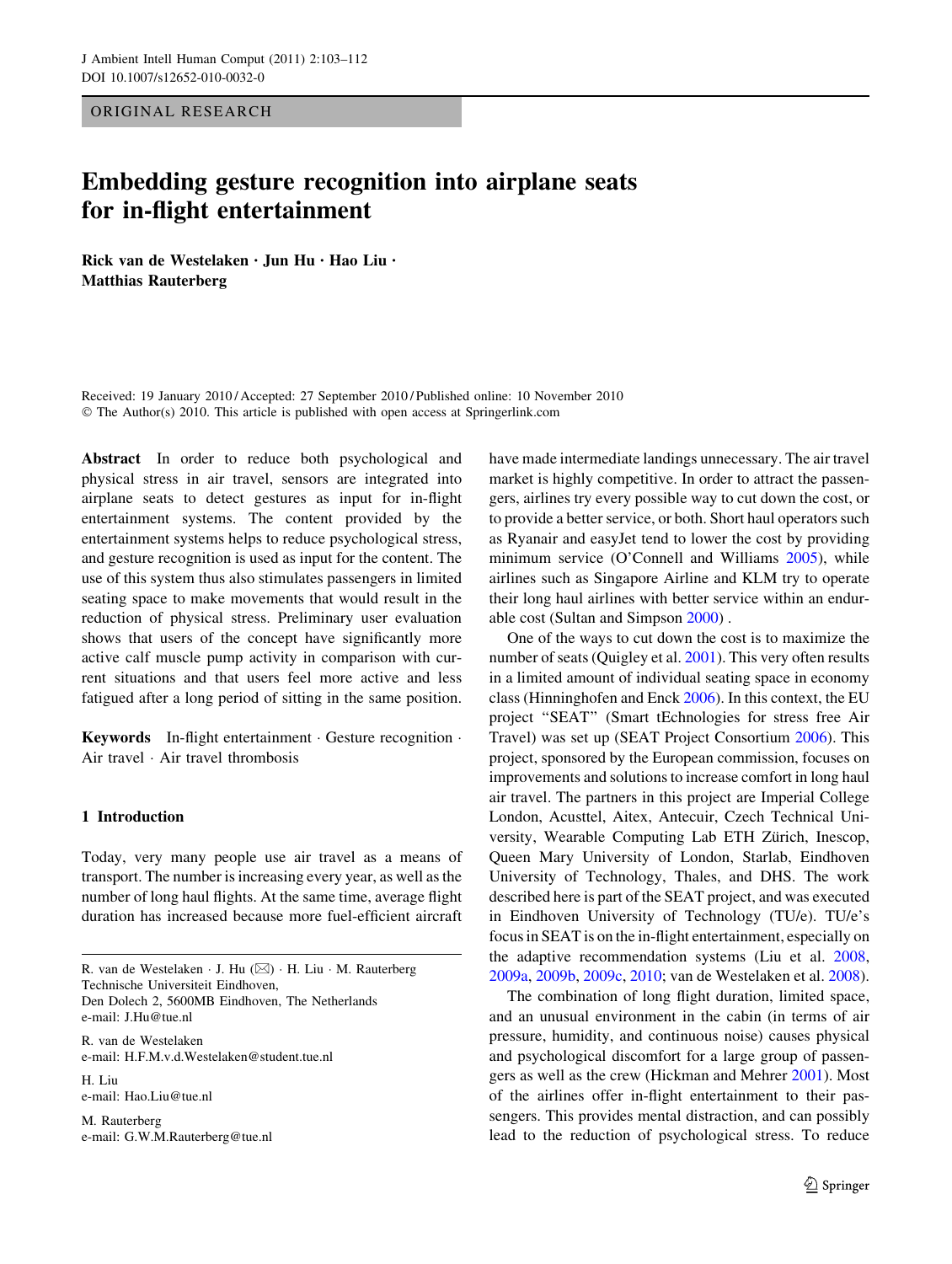ORIGINAL RESEARCH

# Embedding gesture recognition into airplane seats for in-flight entertainment

**Rick van de Westelaken · Jun Hu · Hao Liu · Matthias Rauterberg**

Received: 19 January 2010 / Accepted: 27 September 2010 / Published online: 10 November 2010
© The Author(s) 2010. This article is published with open access at Springerlink.com

**Abstract** In order to reduce both psychological and physical stress in air travel, sensors are integrated into airplane seats to detect gestures as input for in-flight entertainment systems. The content provided by the entertainment systems helps to reduce psychological stress, and gesture recognition is used as input for the content. The use of this system thus also stimulates passengers in limited seating space to make movements that would result in the reduction of physical stress. Preliminary user evaluation shows that users of the concept have significantly more active calf muscle pump activity in comparison with current situations and that users feel more active and less fatigued after a long period of sitting in the same position.

**Keywords** In-flight entertainment · Gesture recognition · Air travel · Air travel thrombosis

## 1 Introduction

Today, very many people use air travel as a means of transport. The number is increasing every year, as well as the number of long haul flights. At the same time, average flight duration has increased because more fuel-efficient aircraft have made intermediate landings unnecessary. The air travel market is highly competitive. In order to attract the passengers, airlines try every possible way to cut down the cost, or to provide a better service, or both. Short haul operators such as Ryanair and easyJet tend to lower the cost by providing minimum service (O'Connell and Williams 2005), while airlines such as Singapore Airline and KLM try to operate their long haul airlines with better service within an endurable cost (Sultan and Simpson 2000) .

One of the ways to cut down the cost is to maximize the number of seats (Quigley et al. 2001). This very often results in a limited amount of individual seating space in economy class (Hinninghofen and Enck 2006). In this context, the EU project "SEAT" (Smart tEchnologies for stress free Air Travel) was set up (SEAT Project Consortium 2006). This project, sponsored by the European commission, focuses on improvements and solutions to increase comfort in long haul air travel. The partners in this project are Imperial College London, Acusttel, Aitex, Antecuir, Czech Technical University, Wearable Computing Lab ETH Zürich, Inescop, Queen Mary University of London, Starlab, Eindhoven University of Technology, Thales, and DHS. The work described here is part of the SEAT project, and was executed in Eindhoven University of Technology (TU/e). TU/e's focus in SEAT is on the in-flight entertainment, especially on the adaptive recommendation systems (Liu et al. 2008, 2009a, 2009b, 2009c, 2010; van de Westelaken et al. 2008).

The combination of long flight duration, limited space, and an unusual environment in the cabin (in terms of air pressure, humidity, and continuous noise) causes physical and psychological discomfort for a large group of passengers as well as the crew (Hickman and Mehrer 2001). Most of the airlines offer in-flight entertainment to their passengers. This provides mental distraction, and can possibly lead to the reduction of psychological stress. To reduce

---

R. van de Westelaken · J. Hu (✉) · H. Liu · M. Rauterberg
Technische Universiteit Eindhoven,
Den Dolech 2, 5600MB Eindhoven, The Netherlands
e-mail: J.Hu@tue.nl

R. van de Westelaken
e-mail: H.F.M.v.d.Westelaken@student.tue.nl

H. Liu
e-mail: Hao.Liu@tue.nl

M. Rauterberg
e-mail: G.W.M.Rauterberg@tue.nl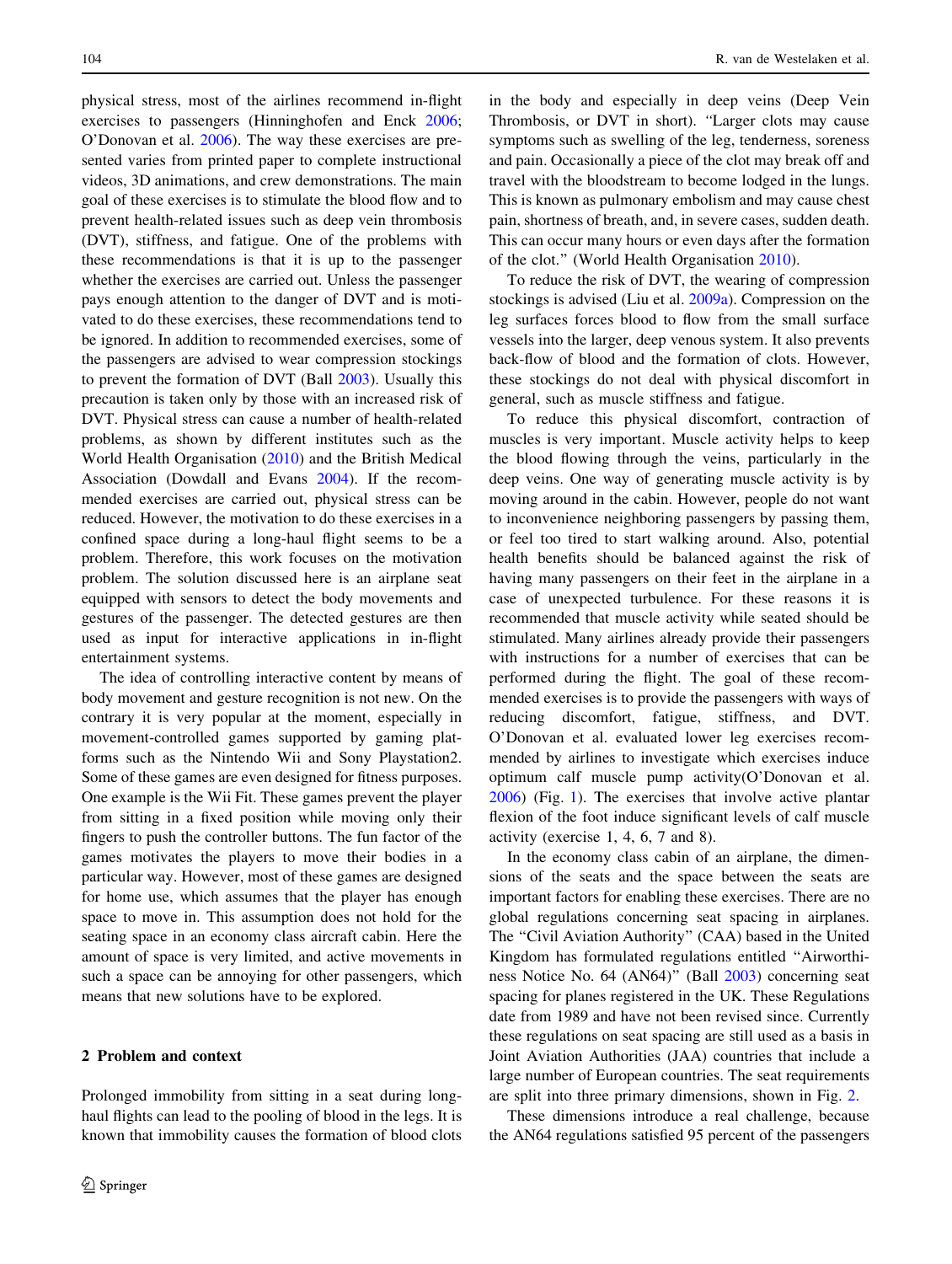physical stress, most of the airlines recommend in-flight exercises to passengers (Hinninghofen and Enck 2006; O'Donovan et al. 2006). The way these exercises are presented varies from printed paper to complete instructional videos, 3D animations, and crew demonstrations. The main goal of these exercises is to stimulate the blood flow and to prevent health-related issues such as deep vein thrombosis (DVT), stiffness, and fatigue. One of the problems with these recommendations is that it is up to the passenger whether the exercises are carried out. Unless the passenger pays enough attention to the danger of DVT and is motivated to do these exercises, these recommendations tend to be ignored. In addition to recommended exercises, some of the passengers are advised to wear compression stockings to prevent the formation of DVT (Ball 2003). Usually this precaution is taken only by those with an increased risk of DVT. Physical stress can cause a number of health-related problems, as shown by different institutes such as the World Health Organisation (2010) and the British Medical Association (Dowdall and Evans 2004). If the recommended exercises are carried out, physical stress can be reduced. However, the motivation to do these exercises in a confined space during a long-haul flight seems to be a problem. Therefore, this work focuses on the motivation problem. The solution discussed here is an airplane seat equipped with sensors to detect the body movements and gestures of the passenger. The detected gestures are then used as input for interactive applications in in-flight entertainment systems.

The idea of controlling interactive content by means of body movement and gesture recognition is not new. On the contrary it is very popular at the moment, especially in movement-controlled games supported by gaming platforms such as the Nintendo Wii and Sony Playstation2. Some of these games are even designed for fitness purposes. One example is the Wii Fit. These games prevent the player from sitting in a fixed position while moving only their fingers to push the controller buttons. The fun factor of the games motivates the players to move their bodies in a particular way. However, most of these games are designed for home use, which assumes that the player has enough space to move in. This assumption does not hold for the seating space in an economy class aircraft cabin. Here the amount of space is very limited, and active movements in such a space can be annoying for other passengers, which means that new solutions have to be explored.

## 2 Problem and context

Prolonged immobility from sitting in a seat during long-haul flights can lead to the pooling of blood in the legs. It is known that immobility causes the formation of blood clots in the body and especially in deep veins (Deep Vein Thrombosis, or DVT in short). "Larger clots may cause symptoms such as swelling of the leg, tenderness, soreness and pain. Occasionally a piece of the clot may break off and travel with the bloodstream to become lodged in the lungs. This is known as pulmonary embolism and may cause chest pain, shortness of breath, and, in severe cases, sudden death. This can occur many hours or even days after the formation of the clot." (World Health Organisation 2010).

To reduce the risk of DVT, the wearing of compression stockings is advised (Liu et al. 2009a). Compression on the leg surfaces forces blood to flow from the small surface vessels into the larger, deep venous system. It also prevents back-flow of blood and the formation of clots. However, these stockings do not deal with physical discomfort in general, such as muscle stiffness and fatigue.

To reduce this physical discomfort, contraction of muscles is very important. Muscle activity helps to keep the blood flowing through the veins, particularly in the deep veins. One way of generating muscle activity is by moving around in the cabin. However, people do not want to inconvenience neighboring passengers by passing them, or feel too tired to start walking around. Also, potential health benefits should be balanced against the risk of having many passengers on their feet in the airplane in a case of unexpected turbulence. For these reasons it is recommended that muscle activity while seated should be stimulated. Many airlines already provide their passengers with instructions for a number of exercises that can be performed during the flight. The goal of these recommended exercises is to provide the passengers with ways of reducing discomfort, fatigue, stiffness, and DVT. O'Donovan et al. evaluated lower leg exercises recommended by airlines to investigate which exercises induce optimum calf muscle pump activity(O'Donovan et al. 2006) (Fig. 1). The exercises that involve active plantar flexion of the foot induce significant levels of calf muscle activity (exercise 1, 4, 6, 7 and 8).

In the economy class cabin of an airplane, the dimensions of the seats and the space between the seats are important factors for enabling these exercises. There are no global regulations concerning seat spacing in airplanes. The "Civil Aviation Authority" (CAA) based in the United Kingdom has formulated regulations entitled "Airworthiness Notice No. 64 (AN64)" (Ball 2003) concerning seat spacing for planes registered in the UK. These Regulations date from 1989 and have not been revised since. Currently these regulations on seat spacing are still used as a basis in Joint Aviation Authorities (JAA) countries that include a large number of European countries. The seat requirements are split into three primary dimensions, shown in Fig. 2.

These dimensions introduce a real challenge, because the AN64 regulations satisfied 95 percent of the passengers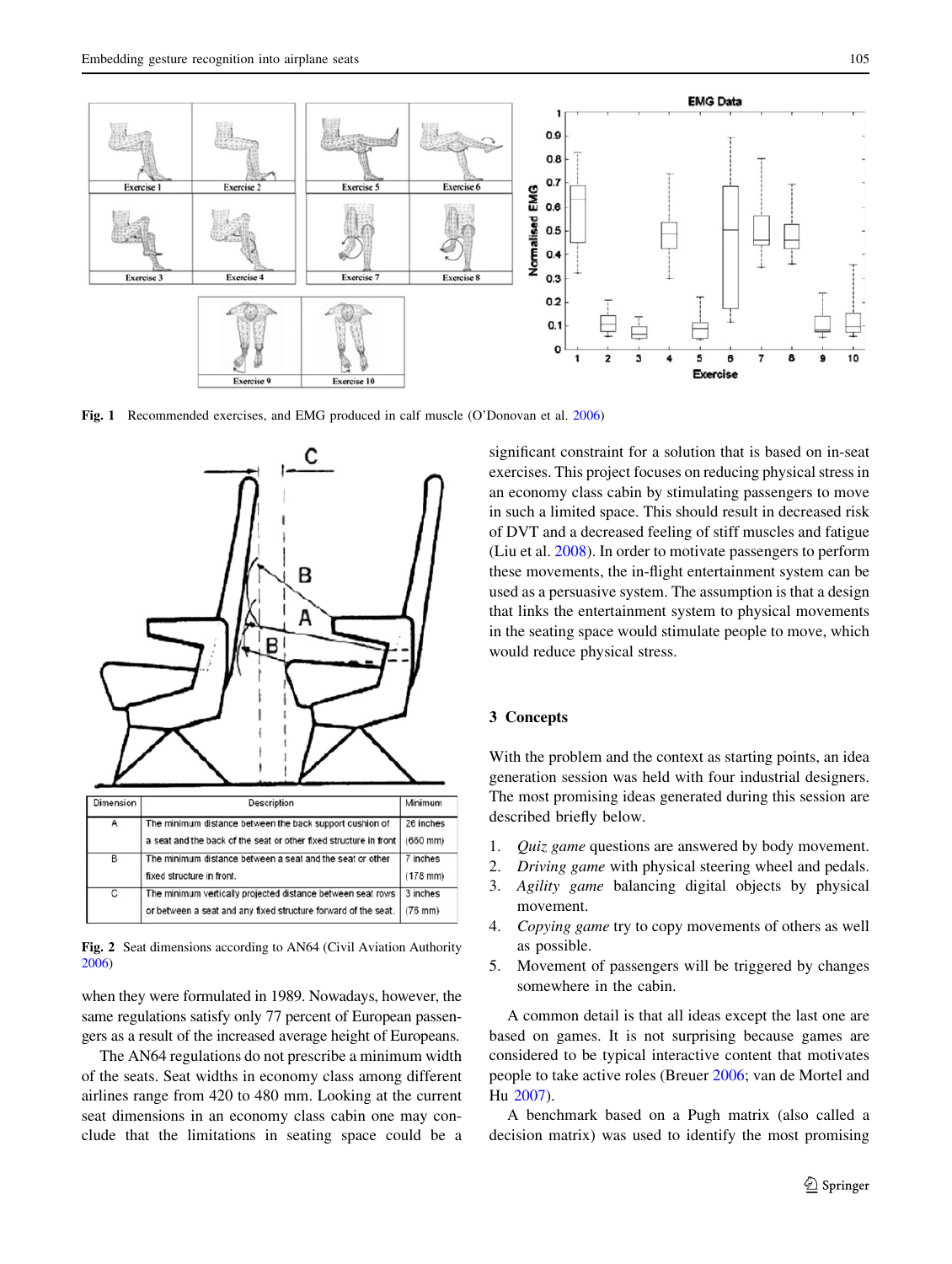Fig. 1 Recommended exercises, and EMG produced in calf muscle (O'Donovan et al. 2006)

| Dimension | Description | Minimum |
|---|---|---|
| A | The minimum distance between the back support cushion of a seat and the back of the seat or other fixed structure in front | 26 inches (660 mm) |
| B | The minimum distance between a seat and the seat or other fixed structure in front. | 7 inches (178 mm) |
| C | The minimum vertically projected distance between seat rows or between a seat and any fixed structure forward of the seat. | 3 inches (76 mm) |

Fig. 2 Seat dimensions according to AN64 (Civil Aviation Authority 2006)

when they were formulated in 1989. Nowadays, however, the same regulations satisfy only 77 percent of European passengers as a result of the increased average height of Europeans.

The AN64 regulations do not prescribe a minimum width of the seats. Seat widths in economy class among different airlines range from 420 to 480 mm. Looking at the current seat dimensions in an economy class cabin one may conclude that the limitations in seating space could be a significant constraint for a solution that is based on in-seat exercises. This project focuses on reducing physical stress in an economy class cabin by stimulating passengers to move in such a limited space. This should result in decreased risk of DVT and a decreased feeling of stiff muscles and fatigue (Liu et al. 2008). In order to motivate passengers to perform these movements, the in-flight entertainment system can be used as a persuasive system. The assumption is that a design that links the entertainment system to physical movements in the seating space would stimulate people to move, which would reduce physical stress.

## 3 Concepts

With the problem and the context as starting points, an idea generation session was held with four industrial designers. The most promising ideas generated during this session are described briefly below.

1. *Quiz game* questions are answered by body movement.
2. *Driving game* with physical steering wheel and pedals.
3. *Agility game* balancing digital objects by physical movement.
4. *Copying game* try to copy movements of others as well as possible.
5. Movement of passengers will be triggered by changes somewhere in the cabin.

A common detail is that all ideas except the last one are based on games. It is not surprising because games are considered to be typical interactive content that motivates people to take active roles (Breuer 2006; van de Mortel and Hu 2007).

A benchmark based on a Pugh matrix (also called a decision matrix) was used to identify the most promising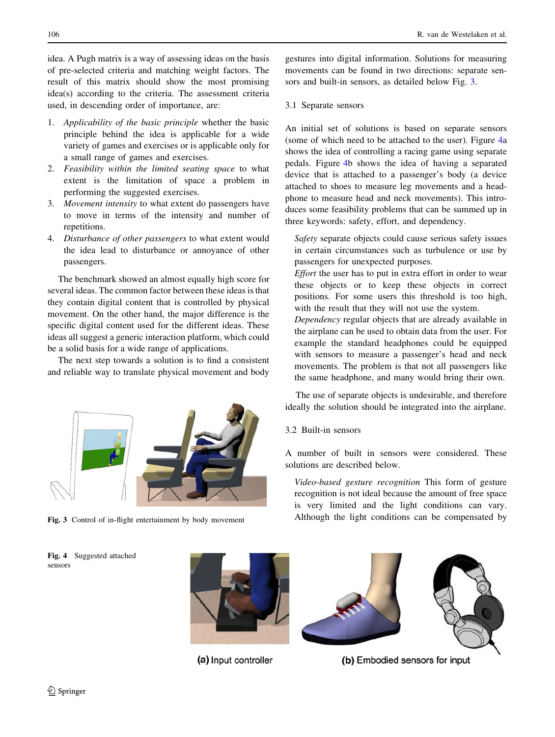idea. A Pugh matrix is a way of assessing ideas on the basis of pre-selected criteria and matching weight factors. The result of this matrix should show the most promising idea(s) according to the criteria. The assessment criteria used, in descending order of importance, are:

1. *Applicability of the basic principle* whether the basic principle behind the idea is applicable for a wide variety of games and exercises or is applicable only for a small range of games and exercises.
2. *Feasibility within the limited seating space* to what extent is the limitation of space a problem in performing the suggested exercises.
3. *Movement intensity* to what extent do passengers have to move in terms of the intensity and number of repetitions.
4. *Disturbance of other passengers* to what extent would the idea lead to disturbance or annoyance of other passengers.

The benchmark showed an almost equally high score for several ideas. The common factor between these ideas is that they contain digital content that is controlled by physical movement. On the other hand, the major difference is the specific digital content used for the different ideas. These ideas all suggest a generic interaction platform, which could be a solid basis for a wide range of applications.

The next step towards a solution is to find a consistent and reliable way to translate physical movement and body gestures into digital information. Solutions for measuring movements can be found in two directions: separate sensors and built-in sensors, as detailed below Fig. 3.

**Fig. 3** Control of in-flight entertainment by body movement

### 3.1 Separate sensors

An initial set of solutions is based on separate sensors (some of which need to be attached to the user). Figure 4a shows the idea of controlling a racing game using separate pedals. Figure 4b shows the idea of having a separated device that is attached to a passenger's body (a device attached to shoes to measure leg movements and a headphone to measure head and neck movements). This introduces some feasibility problems that can be summed up in three keywords: safety, effort, and dependency.

*Safety* separate objects could cause serious safety issues in certain circumstances such as turbulence or use by passengers for unexpected purposes.

*Effort* the user has to put in extra effort in order to wear these objects or to keep these objects in correct positions. For some users this threshold is too high, with the result that they will not use the system.

*Dependency* regular objects that are already available in the airplane can be used to obtain data from the user. For example the standard headphones could be equipped with sensors to measure a passenger's head and neck movements. The problem is that not all passengers like the same headphone, and many would bring their own.

The use of separate objects is undesirable, and therefore ideally the solution should be integrated into the airplane.

### 3.2 Built-in sensors

A number of built in sensors were considered. These solutions are described below.

*Video-based gesture recognition* This form of gesture recognition is not ideal because the amount of free space is very limited and the light conditions can vary. Although the light conditions can be compensated by

**Fig. 4** Suggested attached sensors

(a) Input controller

(b) Embodied sensors for input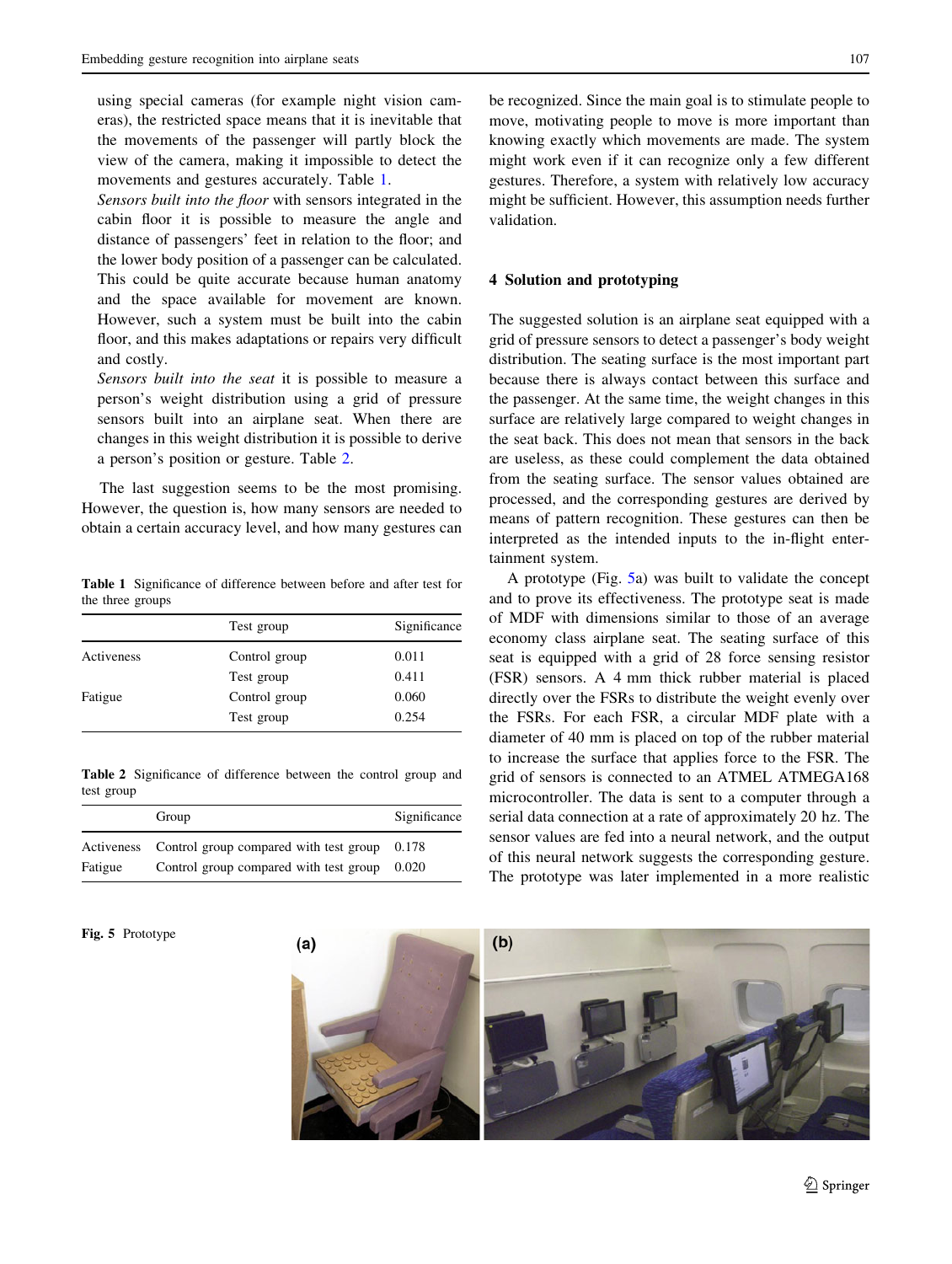using special cameras (for example night vision cameras), the restricted space means that it is inevitable that the movements of the passenger will partly block the view of the camera, making it impossible to detect the movements and gestures accurately. Table 1.

*Sensors built into the floor* with sensors integrated in the cabin floor it is possible to measure the angle and distance of passengers' feet in relation to the floor; and the lower body position of a passenger can be calculated. This could be quite accurate because human anatomy and the space available for movement are known. However, such a system must be built into the cabin floor, and this makes adaptations or repairs very difficult and costly.

*Sensors built into the seat* it is possible to measure a person's weight distribution using a grid of pressure sensors built into an airplane seat. When there are changes in this weight distribution it is possible to derive a person's position or gesture. Table 2.

The last suggestion seems to be the most promising. However, the question is, how many sensors are needed to obtain a certain accuracy level, and how many gestures can be recognized. Since the main goal is to stimulate people to move, motivating people to move is more important than knowing exactly which movements are made. The system might work even if it can recognize only a few different gestures. Therefore, a system with relatively low accuracy might be sufficient. However, this assumption needs further validation.

**Table 1** Significance of difference between before and after test for the three groups

| | Test group | Significance |
|---|---|---|
| Activeness | Control group | 0.011 |
| | Test group | 0.411 |
| Fatigue | Control group | 0.060 |
| | Test group | 0.254 |

**Table 2** Significance of difference between the control group and test group

| | Group | Significance |
|---|---|---|
| Activeness | Control group compared with test group | 0.178 |
| Fatigue | Control group compared with test group | 0.020 |

## 4 Solution and prototyping

The suggested solution is an airplane seat equipped with a grid of pressure sensors to detect a passenger's body weight distribution. The seating surface is the most important part because there is always contact between this surface and the passenger. At the same time, the weight changes in this surface are relatively large compared to weight changes in the seat back. This does not mean that sensors in the back are useless, as these could complement the data obtained from the seating surface. The sensor values obtained are processed, and the corresponding gestures are derived by means of pattern recognition. These gestures can then be interpreted as the intended inputs to the in-flight entertainment system.

A prototype (Fig. 5a) was built to validate the concept and to prove its effectiveness. The prototype seat is made of MDF with dimensions similar to those of an average economy class airplane seat. The seating surface of this seat is equipped with a grid of 28 force sensing resistor (FSR) sensors. A 4 mm thick rubber material is placed directly over the FSRs to distribute the weight evenly over the FSRs. For each FSR, a circular MDF plate with a diameter of 40 mm is placed on top of the rubber material to increase the surface that applies force to the FSR. The grid of sensors is connected to an ATMEL ATMEGA168 microcontroller. The data is sent to a computer through a serial data connection at a rate of approximately 20 hz. The sensor values are fed into a neural network, and the output of this neural network suggests the corresponding gesture. The prototype was later implemented in a more realistic

**Fig. 5** Prototype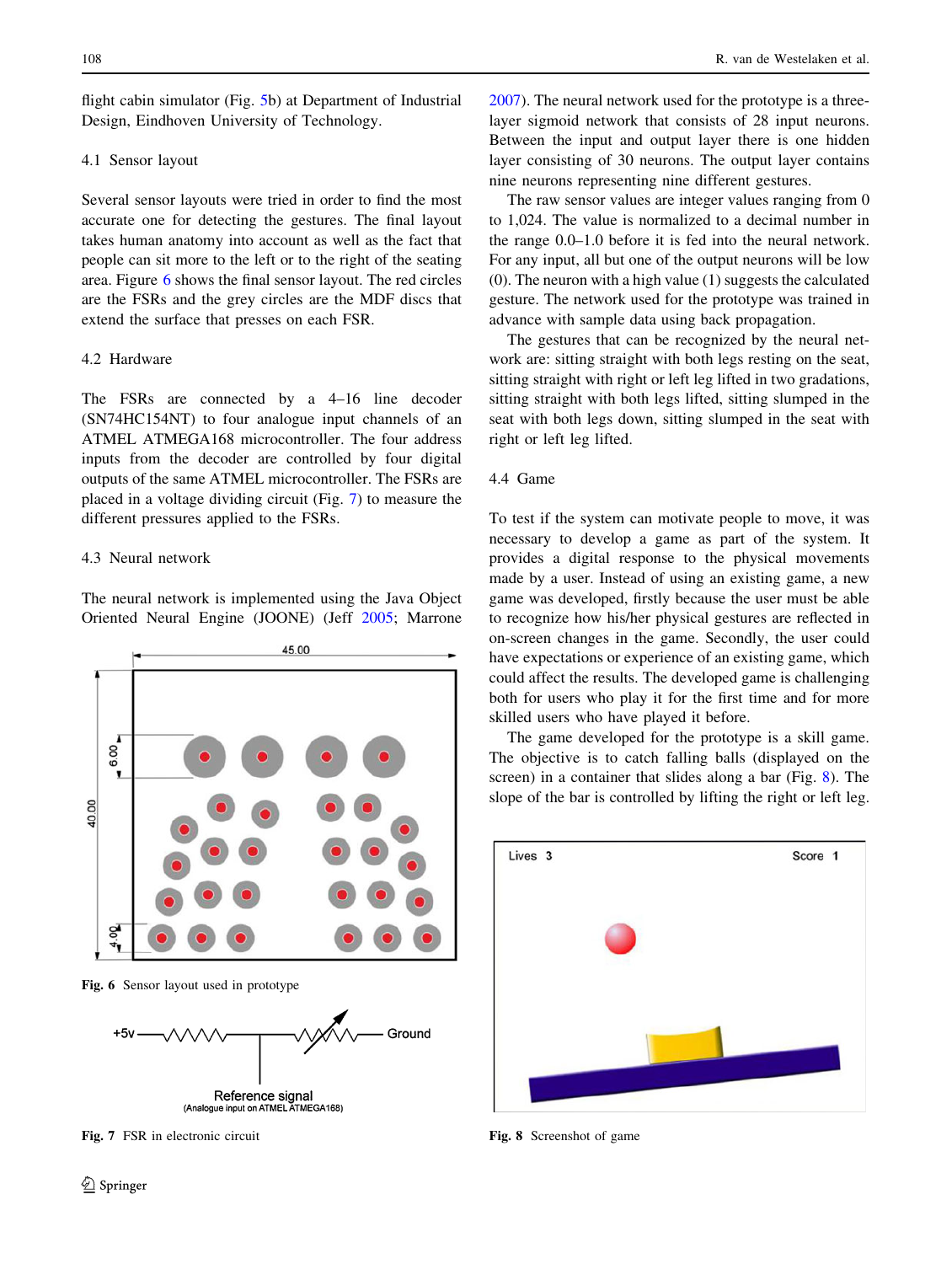flight cabin simulator (Fig. 5b) at Department of Industrial Design, Eindhoven University of Technology.

### 4.1 Sensor layout

Several sensor layouts were tried in order to find the most accurate one for detecting the gestures. The final layout takes human anatomy into account as well as the fact that people can sit more to the left or to the right of the seating area. Figure 6 shows the final sensor layout. The red circles are the FSRs and the grey circles are the MDF discs that extend the surface that presses on each FSR.

### 4.2 Hardware

The FSRs are connected by a 4–16 line decoder (SN74HC154NT) to four analogue input channels of an ATMEL ATMEGA168 microcontroller. The four address inputs from the decoder are controlled by four digital outputs of the same ATMEL microcontroller. The FSRs are placed in a voltage dividing circuit (Fig. 7) to measure the different pressures applied to the FSRs.

### 4.3 Neural network

The neural network is implemented using the Java Object Oriented Neural Engine (JOONE) (Jeff 2005; Marrone 2007). The neural network used for the prototype is a three-layer sigmoid network that consists of 28 input neurons. Between the input and output layer there is one hidden layer consisting of 30 neurons. The output layer contains nine neurons representing nine different gestures.

The raw sensor values are integer values ranging from 0 to 1,024. The value is normalized to a decimal number in the range 0.0–1.0 before it is fed into the neural network. For any input, all but one of the output neurons will be low (0). The neuron with a high value (1) suggests the calculated gesture. The network used for the prototype was trained in advance with sample data using back propagation.

The gestures that can be recognized by the neural network are: sitting straight with both legs resting on the seat, sitting straight with right or left leg lifted in two gradations, sitting straight with both legs lifted, sitting slumped in the seat with both legs down, sitting slumped in the seat with right or left leg lifted.

**Fig. 6** Sensor layout used in prototype

**Fig. 7** FSR in electronic circuit

### 4.4 Game

To test if the system can motivate people to move, it was necessary to develop a game as part of the system. It provides a digital response to the physical movements made by a user. Instead of using an existing game, a new game was developed, firstly because the user must be able to recognize how his/her physical gestures are reflected in on-screen changes in the game. Secondly, the user could have expectations or experience of an existing game, which could affect the results. The developed game is challenging both for users who play it for the first time and for more skilled users who have played it before.

The game developed for the prototype is a skill game. The objective is to catch falling balls (displayed on the screen) in a container that slides along a bar (Fig. 8). The slope of the bar is controlled by lifting the right or left leg.

**Fig. 8** Screenshot of game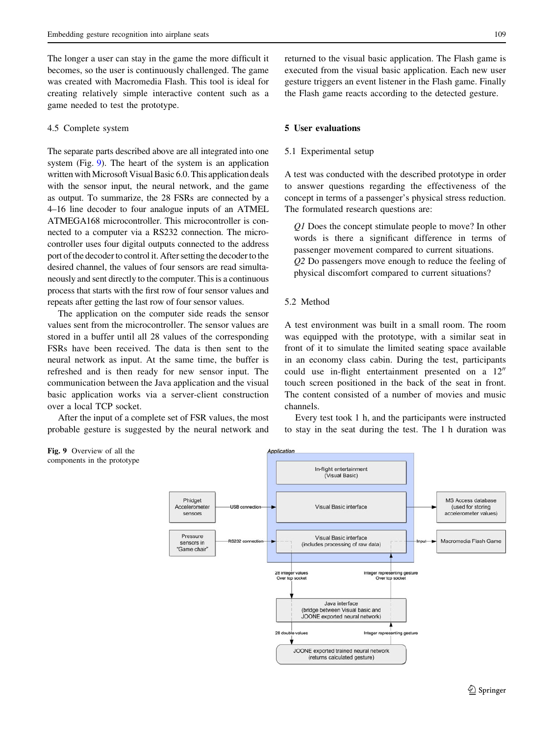The longer a user can stay in the game the more difficult it becomes, so the user is continuously challenged. The game was created with Macromedia Flash. This tool is ideal for creating relatively simple interactive content such as a game needed to test the prototype.

### 4.5 Complete system

The separate parts described above are all integrated into one system (Fig. 9). The heart of the system is an application written with Microsoft Visual Basic 6.0. This application deals with the sensor input, the neural network, and the game as output. To summarize, the 28 FSRs are connected by a 4–16 line decoder to four analogue inputs of an ATMEL ATMEGA168 microcontroller. This microcontroller is connected to a computer via a RS232 connection. The microcontroller uses four digital outputs connected to the address port of the decoder to control it. After setting the decoder to the desired channel, the values of four sensors are read simultaneously and sent directly to the computer. This is a continuous process that starts with the first row of four sensor values and repeats after getting the last row of four sensor values.

The application on the computer side reads the sensor values sent from the microcontroller. The sensor values are stored in a buffer until all 28 values of the corresponding FSRs have been received. The data is then sent to the neural network as input. At the same time, the buffer is refreshed and is then ready for new sensor input. The communication between the Java application and the visual basic application works via a server-client construction over a local TCP socket.

After the input of a complete set of FSR values, the most probable gesture is suggested by the neural network and returned to the visual basic application. The Flash game is executed from the visual basic application. Each new user gesture triggers an event listener in the Flash game. Finally the Flash game reacts according to the detected gesture.

**Fig. 9** Overview of all the components in the prototype

## 5 User evaluations

### 5.1 Experimental setup

A test was conducted with the described prototype in order to answer questions regarding the effectiveness of the concept in terms of a passenger's physical stress reduction. The formulated research questions are:

*Q1* Does the concept stimulate people to move? In other words is there a significant difference in terms of passenger movement compared to current situations.

*Q2* Do passengers move enough to reduce the feeling of physical discomfort compared to current situations?

### 5.2 Method

A test environment was built in a small room. The room was equipped with the prototype, with a similar seat in front of it to simulate the limited seating space available in an economy class cabin. During the test, participants could use in-flight entertainment presented on a 12″ touch screen positioned in the back of the seat in front. The content consisted of a number of movies and music channels.

Every test took 1 h, and the participants were instructed to stay in the seat during the test. The 1 h duration was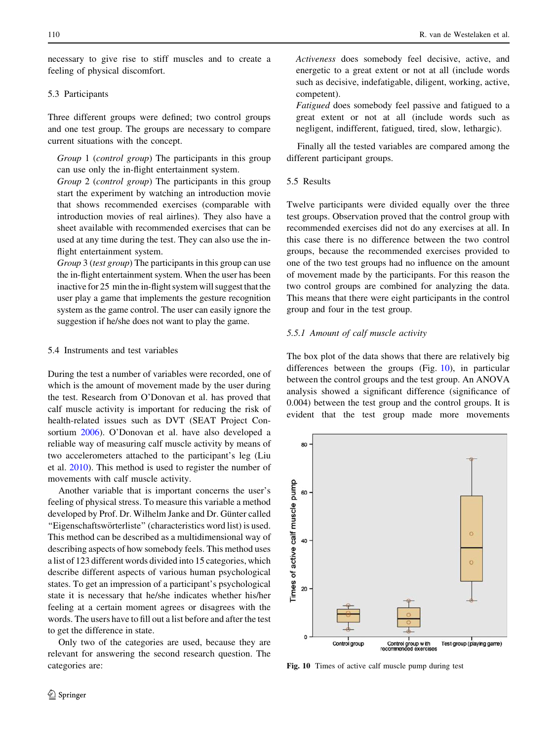necessary to give rise to stiff muscles and to create a feeling of physical discomfort.

### 5.3 Participants

Three different groups were defined; two control groups and one test group. The groups are necessary to compare current situations with the concept.

*Group* 1 (*control group*) The participants in this group can use only the in-flight entertainment system.

*Group* 2 (*control group*) The participants in this group start the experiment by watching an introduction movie that shows recommended exercises (comparable with introduction movies of real airlines). They also have a sheet available with recommended exercises that can be used at any time during the test. They can also use the in-flight entertainment system.

*Group* 3 (*test group*) The participants in this group can use the in-flight entertainment system. When the user has been inactive for 25 min the in-flight system will suggest that the user play a game that implements the gesture recognition system as the game control. The user can easily ignore the suggestion if he/she does not want to play the game.

### 5.4 Instruments and test variables

During the test a number of variables were recorded, one of which is the amount of movement made by the user during the test. Research from O'Donovan et al. has proved that calf muscle activity is important for reducing the risk of health-related issues such as DVT (SEAT Project Consortium 2006). O'Donovan et al. have also developed a reliable way of measuring calf muscle activity by means of two accelerometers attached to the participant's leg (Liu et al. 2010). This method is used to register the number of movements with calf muscle activity.

Another variable that is important concerns the user's feeling of physical stress. To measure this variable a method developed by Prof. Dr. Wilhelm Janke and Dr. Günter called "Eigenschaftswörterliste" (characteristics word list) is used. This method can be described as a multidimensional way of describing aspects of how somebody feels. This method uses a list of 123 different words divided into 15 categories, which describe different aspects of various human psychological states. To get an impression of a participant's psychological state it is necessary that he/she indicates whether his/her feeling at a certain moment agrees or disagrees with the words. The users have to fill out a list before and after the test to get the difference in state.

Only two of the categories are used, because they are relevant for answering the second research question. The categories are:

*Activeness* does somebody feel decisive, active, and energetic to a great extent or not at all (include words such as decisive, indefatigable, diligent, working, active, competent).

*Fatigued* does somebody feel passive and fatigued to a great extent or not at all (include words such as negligent, indifferent, fatigued, tired, slow, lethargic).

Finally all the tested variables are compared among the different participant groups.

### 5.5 Results

Twelve participants were divided equally over the three test groups. Observation proved that the control group with recommended exercises did not do any exercises at all. In this case there is no difference between the two control groups, because the recommended exercises provided to one of the two test groups had no influence on the amount of movement made by the participants. For this reason the two control groups are combined for analyzing the data. This means that there were eight participants in the control group and four in the test group.

#### *5.5.1 Amount of calf muscle activity*

The box plot of the data shows that there are relatively big differences between the groups (Fig. 10), in particular between the control groups and the test group. An ANOVA analysis showed a significant difference (significance of 0.004) between the test group and the control groups. It is evident that the test group made more movements

Times of active calf muscle pump
80
60
40
20
0
Control group
Control group with recommended exercises
Test group (playing game)

**Fig. 10** Times of active calf muscle pump during test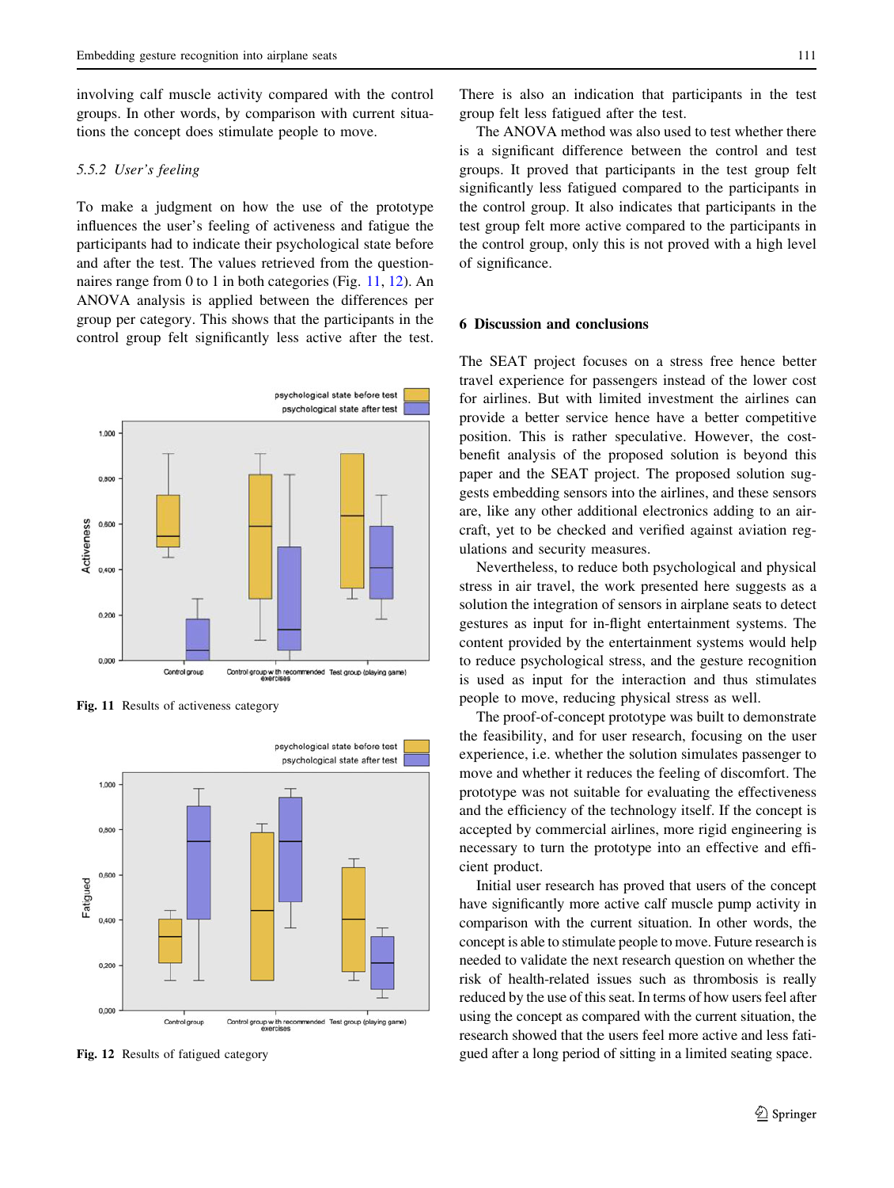involving calf muscle activity compared with the control groups. In other words, by comparison with current situations the concept does stimulate people to move.

### 5.5.2 *User's feeling*

To make a judgment on how the use of the prototype influences the user's feeling of activeness and fatigue the participants had to indicate their psychological state before and after the test. The values retrieved from the questionnaires range from 0 to 1 in both categories (Fig. 11, 12). An ANOVA analysis is applied between the differences per group per category. This shows that the participants in the control group felt significantly less active after the test.

psychological state before test
psychological state after test

Activeness

1,000
0,800
0,600
0,400
0,200
0,000

Control group
Control group with recommended exercises
Test group (playing game)

**Fig. 11** Results of activeness category

psychological state before test
psychological state after test

Fatigued

1,000
0,800
0,600
0,400
0,200
0,000

Control group
Control group with recommended exercises
Test group (playing game)

**Fig. 12** Results of fatigued category

There is also an indication that participants in the test group felt less fatigued after the test.

The ANOVA method was also used to test whether there is a significant difference between the control and test groups. It proved that participants in the test group felt significantly less fatigued compared to the participants in the control group. It also indicates that participants in the test group felt more active compared to the participants in the control group, only this is not proved with a high level of significance.

## 6 Discussion and conclusions

The SEAT project focuses on a stress free hence better travel experience for passengers instead of the lower cost for airlines. But with limited investment the airlines can provide a better service hence have a better competitive position. This is rather speculative. However, the cost-benefit analysis of the proposed solution is beyond this paper and the SEAT project. The proposed solution suggests embedding sensors into the airlines, and these sensors are, like any other additional electronics adding to an aircraft, yet to be checked and verified against aviation regulations and security measures.

Nevertheless, to reduce both psychological and physical stress in air travel, the work presented here suggests as a solution the integration of sensors in airplane seats to detect gestures as input for in-flight entertainment systems. The content provided by the entertainment systems would help to reduce psychological stress, and the gesture recognition is used as input for the interaction and thus stimulates people to move, reducing physical stress as well.

The proof-of-concept prototype was built to demonstrate the feasibility, and for user research, focusing on the user experience, i.e. whether the solution simulates passenger to move and whether it reduces the feeling of discomfort. The prototype was not suitable for evaluating the effectiveness and the efficiency of the technology itself. If the concept is accepted by commercial airlines, more rigid engineering is necessary to turn the prototype into an effective and efficient product.

Initial user research has proved that users of the concept have significantly more active calf muscle pump activity in comparison with the current situation. In other words, the concept is able to stimulate people to move. Future research is needed to validate the next research question on whether the risk of health-related issues such as thrombosis is really reduced by the use of this seat. In terms of how users feel after using the concept as compared with the current situation, the research showed that the users feel more active and less fatigued after a long period of sitting in a limited seating space.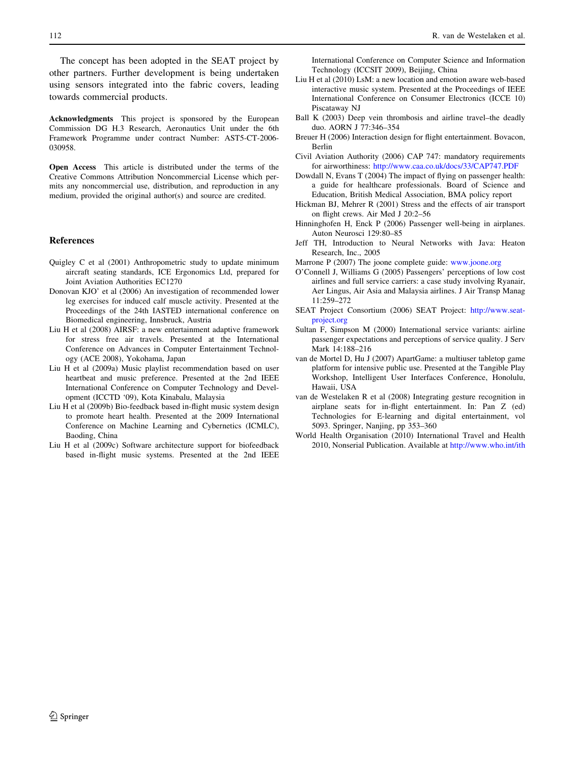The concept has been adopted in the SEAT project by other partners. Further development is being undertaken using sensors integrated into the fabric covers, leading towards commercial products.

**Acknowledgments** This project is sponsored by the European Commission DG H.3 Research, Aeronautics Unit under the 6th Framework Programme under contract Number: AST5-CT-2006-030958.

**Open Access** This article is distributed under the terms of the Creative Commons Attribution Noncommercial License which permits any noncommercial use, distribution, and reproduction in any medium, provided the original author(s) and source are credited.

## References

Quigley C et al (2001) Anthropometric study to update minimum aircraft seating standards, ICE Ergonomics Ltd, prepared for Joint Aviation Authorities EC1270

Donovan KJO' et al (2006) An investigation of recommended lower leg exercises for induced calf muscle activity. Presented at the Proceedings of the 24th IASTED international conference on Biomedical engineering, Innsbruck, Austria

Liu H et al (2008) AIRSF: a new entertainment adaptive framework for stress free air travels. Presented at the International Conference on Advances in Computer Entertainment Technology (ACE 2008), Yokohama, Japan

Liu H et al (2009a) Music playlist recommendation based on user heartbeat and music preference. Presented at the 2nd IEEE International Conference on Computer Technology and Development (ICCTD '09), Kota Kinabalu, Malaysia

Liu H et al (2009b) Bio-feedback based in-flight music system design to promote heart health. Presented at the 2009 International Conference on Machine Learning and Cybernetics (ICMLC), Baoding, China

Liu H et al (2009c) Software architecture support for biofeedback based in-flight music systems. Presented at the 2nd IEEE International Conference on Computer Science and Information Technology (ICCSIT 2009), Beijing, China

Liu H et al (2010) LsM: a new location and emotion aware web-based interactive music system. Presented at the Proceedings of IEEE International Conference on Consumer Electronics (ICCE 10) Piscataway NJ

Ball K (2003) Deep vein thrombosis and airline travel–the deadly duo. AORN J 77:346–354

Breuer H (2006) Interaction design for flight entertainment. Bovacon, Berlin

Civil Aviation Authority (2006) CAP 747: mandatory requirements for airworthiness: http://www.caa.co.uk/docs/33/CAP747.PDF

Dowdall N, Evans T (2004) The impact of flying on passenger health: a guide for healthcare professionals. Board of Science and Education, British Medical Association, BMA policy report

Hickman BJ, Mehrer R (2001) Stress and the effects of air transport on flight crews. Air Med J 20:2–56

Hinninghofen H, Enck P (2006) Passenger well-being in airplanes. Auton Neurosci 129:80–85

Jeff TH, Introduction to Neural Networks with Java: Heaton Research, Inc., 2005

Marrone P (2007) The joone complete guide: www.joone.org

O'Connell J, Williams G (2005) Passengers' perceptions of low cost airlines and full service carriers: a case study involving Ryanair, Aer Lingus, Air Asia and Malaysia airlines. J Air Transp Manag 11:259–272

SEAT Project Consortium (2006) SEAT Project: http://www.seat-project.org

Sultan F, Simpson M (2000) International service variants: airline passenger expectations and perceptions of service quality. J Serv Mark 14:188–216

van de Mortel D, Hu J (2007) ApartGame: a multiuser tabletop game platform for intensive public use. Presented at the Tangible Play Workshop, Intelligent User Interfaces Conference, Honolulu, Hawaii, USA

van de Westelaken R et al (2008) Integrating gesture recognition in airplane seats for in-flight entertainment. In: Pan Z (ed) Technologies for E-learning and digital entertainment, vol 5093. Springer, Nanjing, pp 353–360

World Health Organisation (2010) International Travel and Health 2010, Nonserial Publication. Available at http://www.who.int/ith